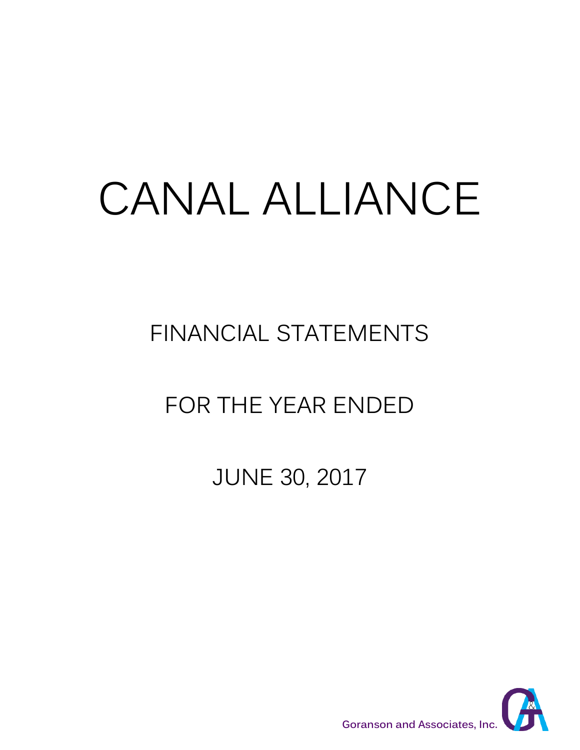# CANAL ALLIANCE

## FINANCIAL STATEMENTS

## FOR THE YEAR ENDED

## JUNE 30, 2017

Goranson and Associates, Inc.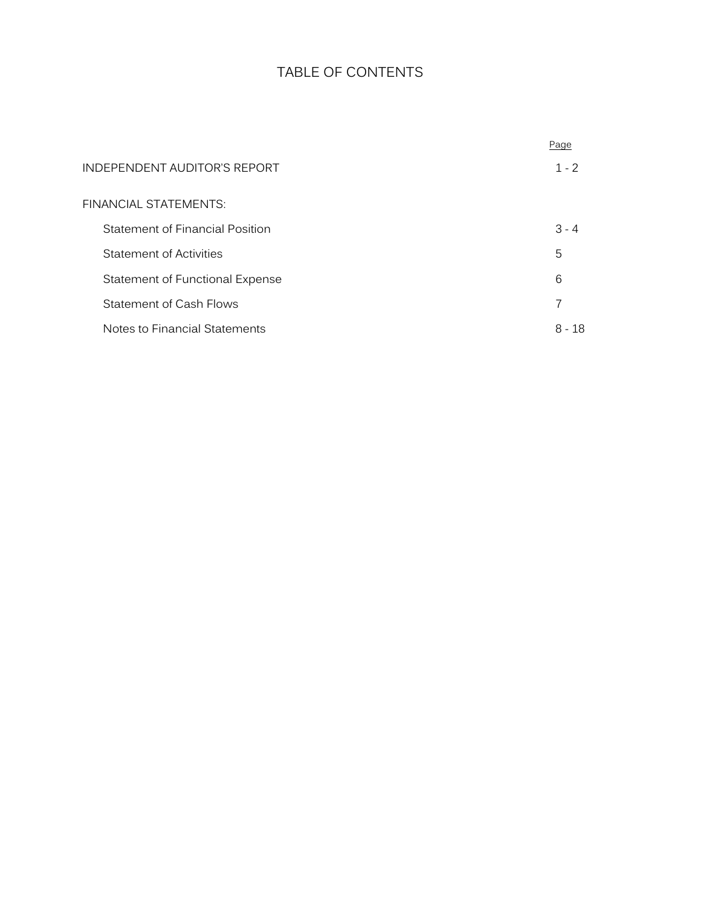# TABLE OF CONTENTS

| | Page |
|---|---|
| INDEPENDENT AUDITOR'S REPORT | 1 - 2 |
| FINANCIAL STATEMENTS: | |
| Statement of Financial Position | 3 - 4 |
| Statement of Activities | 5 |
| Statement of Functional Expense | 6 |
| Statement of Cash Flows | 7 |
| Notes to Financial Statements | 8 - 18 |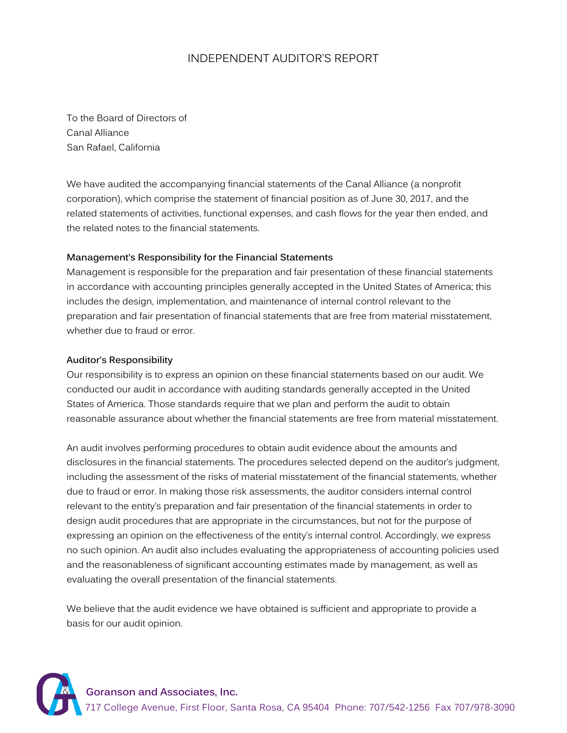# INDEPENDENT AUDITOR'S REPORT

To the Board of Directors of
Canal Alliance
San Rafael, California

We have audited the accompanying financial statements of the Canal Alliance (a nonprofit corporation), which comprise the statement of financial position as of June 30, 2017, and the related statements of activities, functional expenses, and cash flows for the year then ended, and the related notes to the financial statements.

**Management's Responsibility for the Financial Statements**

Management is responsible for the preparation and fair presentation of these financial statements in accordance with accounting principles generally accepted in the United States of America; this includes the design, implementation, and maintenance of internal control relevant to the preparation and fair presentation of financial statements that are free from material misstatement, whether due to fraud or error.

**Auditor's Responsibility**

Our responsibility is to express an opinion on these financial statements based on our audit. We conducted our audit in accordance with auditing standards generally accepted in the United States of America. Those standards require that we plan and perform the audit to obtain reasonable assurance about whether the financial statements are free from material misstatement.

An audit involves performing procedures to obtain audit evidence about the amounts and disclosures in the financial statements. The procedures selected depend on the auditor's judgment, including the assessment of the risks of material misstatement of the financial statements, whether due to fraud or error. In making those risk assessments, the auditor considers internal control relevant to the entity's preparation and fair presentation of the financial statements in order to design audit procedures that are appropriate in the circumstances, but not for the purpose of expressing an opinion on the effectiveness of the entity's internal control. Accordingly, we express no such opinion. An audit also includes evaluating the appropriateness of accounting policies used and the reasonableness of significant accounting estimates made by management, as well as evaluating the overall presentation of the financial statements.

We believe that the audit evidence we have obtained is sufficient and appropriate to provide a basis for our audit opinion.

**Goranson and Associates, Inc.**
717 College Avenue, First Floor, Santa Rosa, CA 95404 Phone: 707/542-1256 Fax 707/978-3090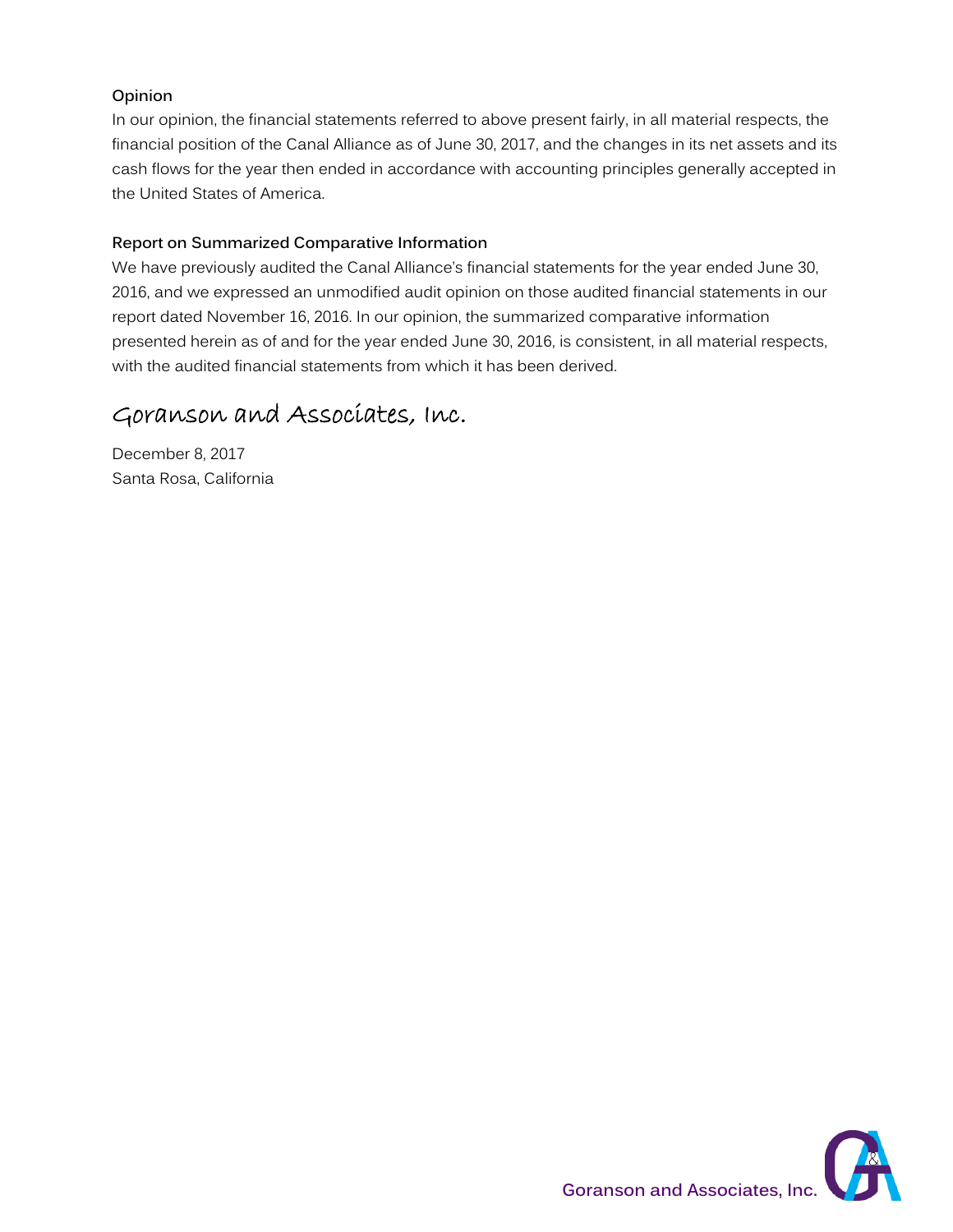**Opinion**

In our opinion, the financial statements referred to above present fairly, in all material respects, the financial position of the Canal Alliance as of June 30, 2017, and the changes in its net assets and its cash flows for the year then ended in accordance with accounting principles generally accepted in the United States of America.

**Report on Summarized Comparative Information**

We have previously audited the Canal Alliance's financial statements for the year ended June 30, 2016, and we expressed an unmodified audit opinion on those audited financial statements in our report dated November 16, 2016. In our opinion, the summarized comparative information presented herein as of and for the year ended June 30, 2016, is consistent, in all material respects, with the audited financial statements from which it has been derived.

Goranson and Associates, Inc.

December 8, 2017
Santa Rosa, California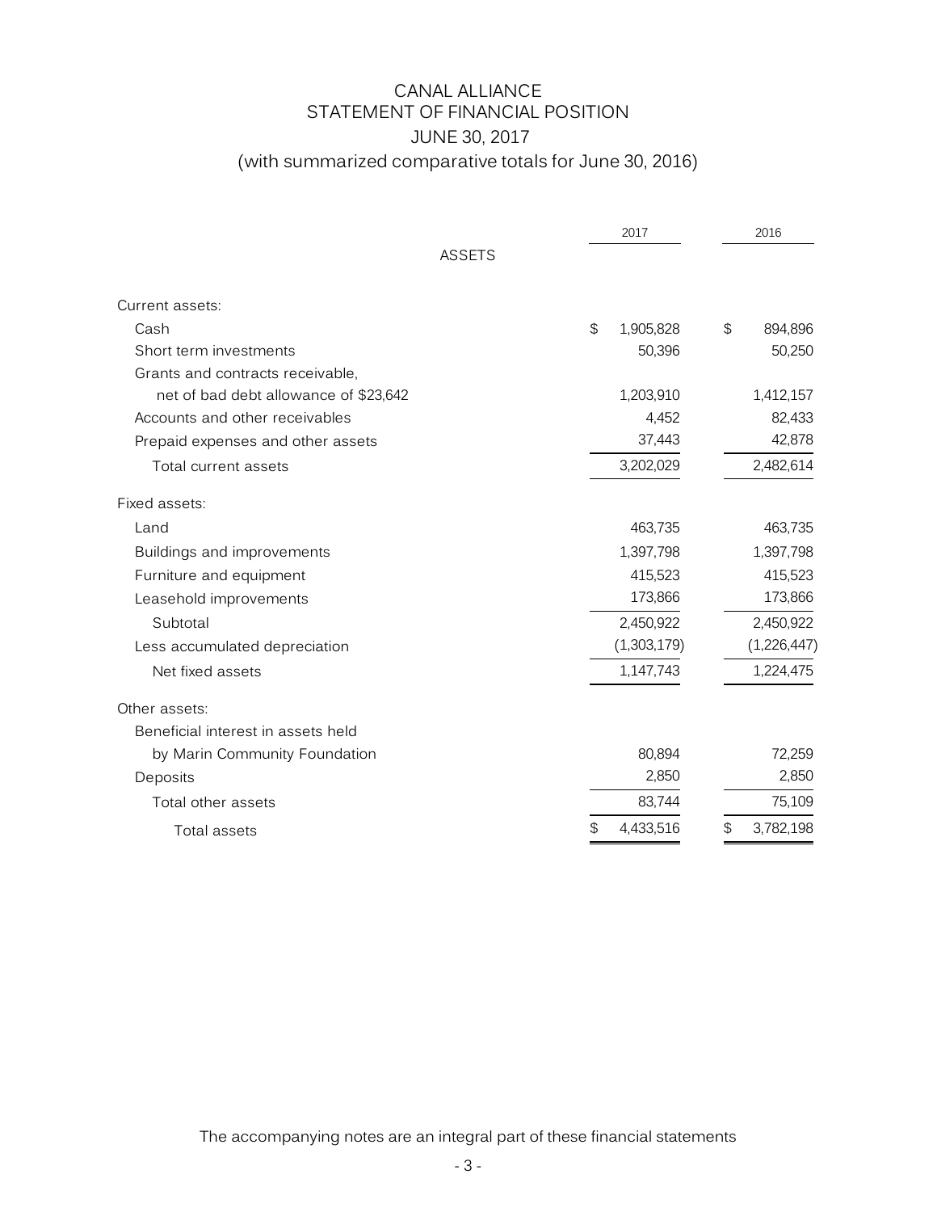# CANAL ALLIANCE
## STATEMENT OF FINANCIAL POSITION
## JUNE 30, 2017
## (with summarized comparative totals for June 30, 2016)

| | 2017 | 2016 |
|---|---|---|
| **ASSETS** | | |
| Current assets: | | |
| Cash | $ 1,905,828 | $ 894,896 |
| Short term investments | 50,396 | 50,250 |
| Grants and contracts receivable, net of bad debt allowance of $23,642 | 1,203,910 | 1,412,157 |
| Accounts and other receivables | 4,452 | 82,433 |
| Prepaid expenses and other assets | 37,443 | 42,878 |
| Total current assets | 3,202,029 | 2,482,614 |
| Fixed assets: | | |
| Land | 463,735 | 463,735 |
| Buildings and improvements | 1,397,798 | 1,397,798 |
| Furniture and equipment | 415,523 | 415,523 |
| Leasehold improvements | 173,866 | 173,866 |
| Subtotal | 2,450,922 | 2,450,922 |
| Less accumulated depreciation | (1,303,179) | (1,226,447) |
| Net fixed assets | 1,147,743 | 1,224,475 |
| Other assets: | | |
| Beneficial interest in assets held by Marin Community Foundation | 80,894 | 72,259 |
| Deposits | 2,850 | 2,850 |
| Total other assets | 83,744 | 75,109 |
| Total assets | $ 4,433,516 | $ 3,782,198 |

The accompanying notes are an integral part of these financial statements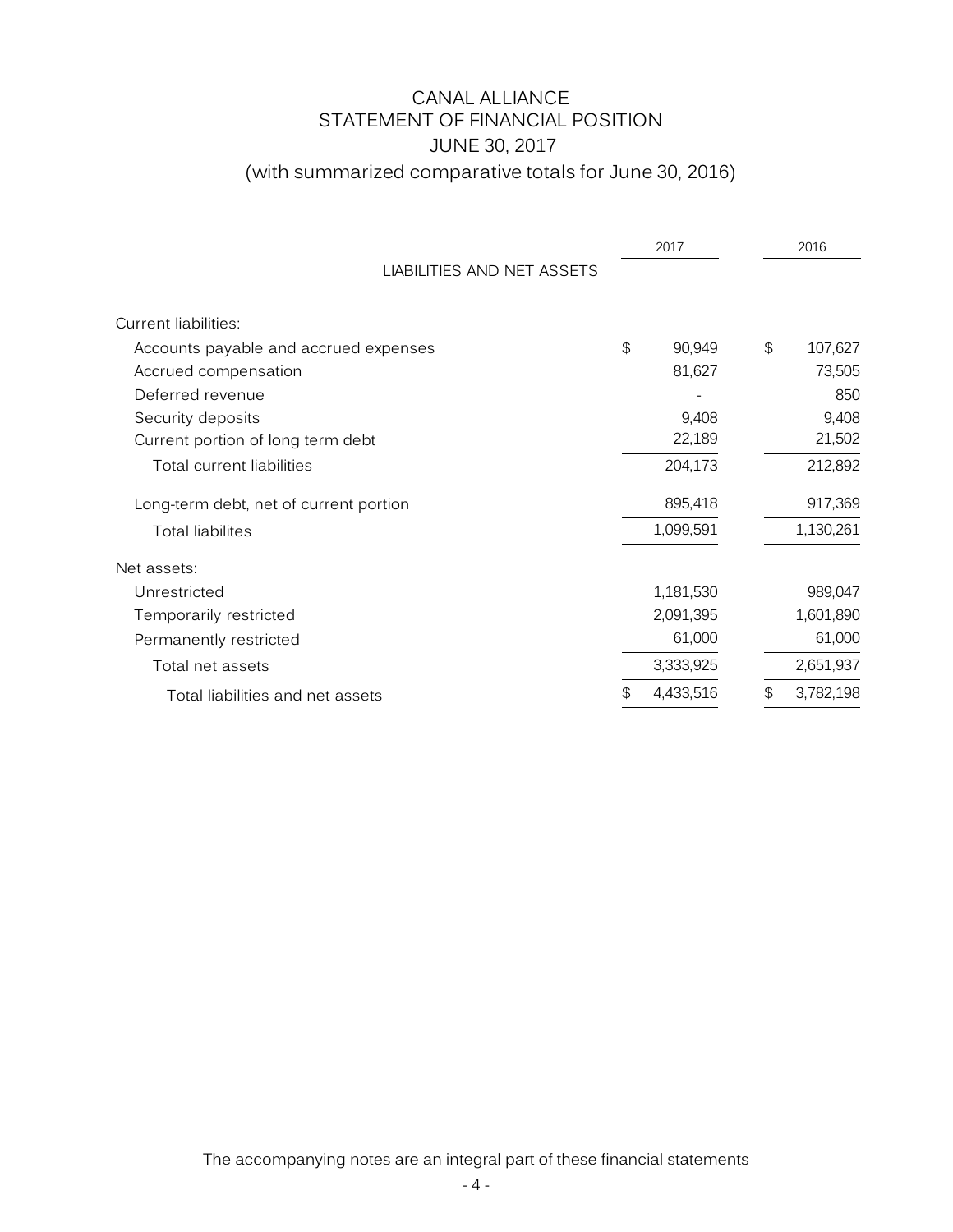# CANAL ALLIANCE
## STATEMENT OF FINANCIAL POSITION
## JUNE 30, 2017
## (with summarized comparative totals for June 30, 2016)

| LIABILITIES AND NET ASSETS | 2017 | 2016 |
|---|---|---|
| Current liabilities: | | |
| Accounts payable and accrued expenses | $ 90,949 | $ 107,627 |
| Accrued compensation | 81,627 | 73,505 |
| Deferred revenue | - | 850 |
| Security deposits | 9,408 | 9,408 |
| Current portion of long term debt | 22,189 | 21,502 |
| Total current liabilities | 204,173 | 212,892 |
| Long-term debt, net of current portion | 895,418 | 917,369 |
| Total liabilites | 1,099,591 | 1,130,261 |
| Net assets: | | |
| Unrestricted | 1,181,530 | 989,047 |
| Temporarily restricted | 2,091,395 | 1,601,890 |
| Permanently restricted | 61,000 | 61,000 |
| Total net assets | 3,333,925 | 2,651,937 |
| Total liabilities and net assets | $ 4,433,516 | $ 3,782,198 |

The accompanying notes are an integral part of these financial statements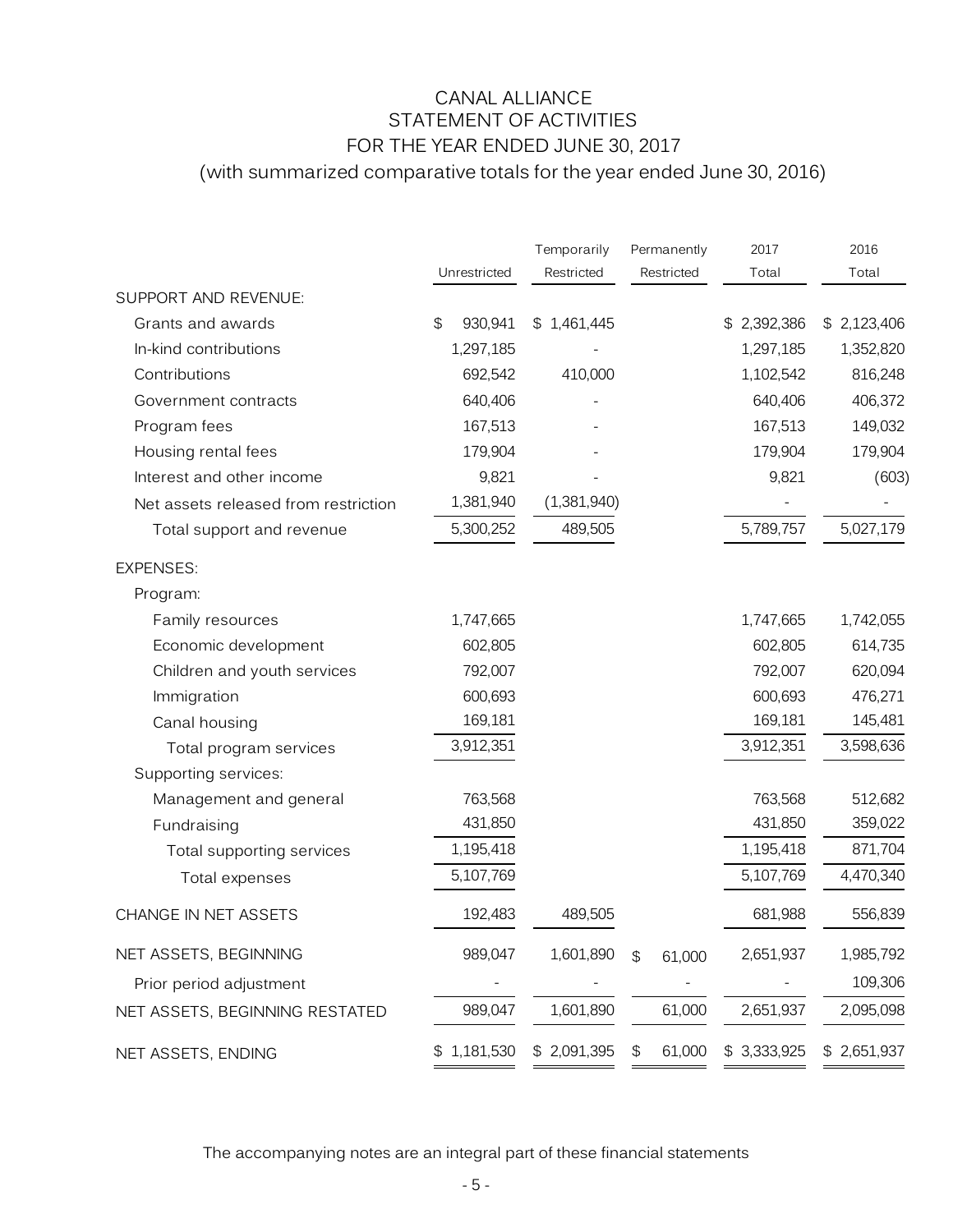# CANAL ALLIANCE
## STATEMENT OF ACTIVITIES
## FOR THE YEAR ENDED JUNE 30, 2017
### (with summarized comparative totals for the year ended June 30, 2016)

| | Unrestricted | Temporarily Restricted | Permanently Restricted | 2017 Total | 2016 Total |
|---|---|---|---|---|---|
| SUPPORT AND REVENUE: | | | | | |
| Grants and awards | $ 930,941 | $ 1,461,445 | | $ 2,392,386 | $ 2,123,406 |
| In-kind contributions | 1,297,185 | - | | 1,297,185 | 1,352,820 |
| Contributions | 692,542 | 410,000 | | 1,102,542 | 816,248 |
| Government contracts | 640,406 | - | | 640,406 | 406,372 |
| Program fees | 167,513 | - | | 167,513 | 149,032 |
| Housing rental fees | 179,904 | - | | 179,904 | 179,904 |
| Interest and other income | 9,821 | - | | 9,821 | (603) |
| Net assets released from restriction | 1,381,940 | (1,381,940) | | - | - |
| Total support and revenue | 5,300,252 | 489,505 | | 5,789,757 | 5,027,179 |
| EXPENSES: | | | | | |
| Program: | | | | | |
| Family resources | 1,747,665 | | | 1,747,665 | 1,742,055 |
| Economic development | 602,805 | | | 602,805 | 614,735 |
| Children and youth services | 792,007 | | | 792,007 | 620,094 |
| Immigration | 600,693 | | | 600,693 | 476,271 |
| Canal housing | 169,181 | | | 169,181 | 145,481 |
| Total program services | 3,912,351 | | | 3,912,351 | 3,598,636 |
| Supporting services: | | | | | |
| Management and general | 763,568 | | | 763,568 | 512,682 |
| Fundraising | 431,850 | | | 431,850 | 359,022 |
| Total supporting services | 1,195,418 | | | 1,195,418 | 871,704 |
| Total expenses | 5,107,769 | | | 5,107,769 | 4,470,340 |
| CHANGE IN NET ASSETS | 192,483 | 489,505 | | 681,988 | 556,839 |
| NET ASSETS, BEGINNING | 989,047 | 1,601,890 | $ 61,000 | 2,651,937 | 1,985,792 |
| Prior period adjustment | - | - | - | - | 109,306 |
| NET ASSETS, BEGINNING RESTATED | 989,047 | 1,601,890 | 61,000 | 2,651,937 | 2,095,098 |
| NET ASSETS, ENDING | $ 1,181,530 | $ 2,091,395 | $ 61,000 | $ 3,333,925 | $ 2,651,937 |

The accompanying notes are an integral part of these financial statements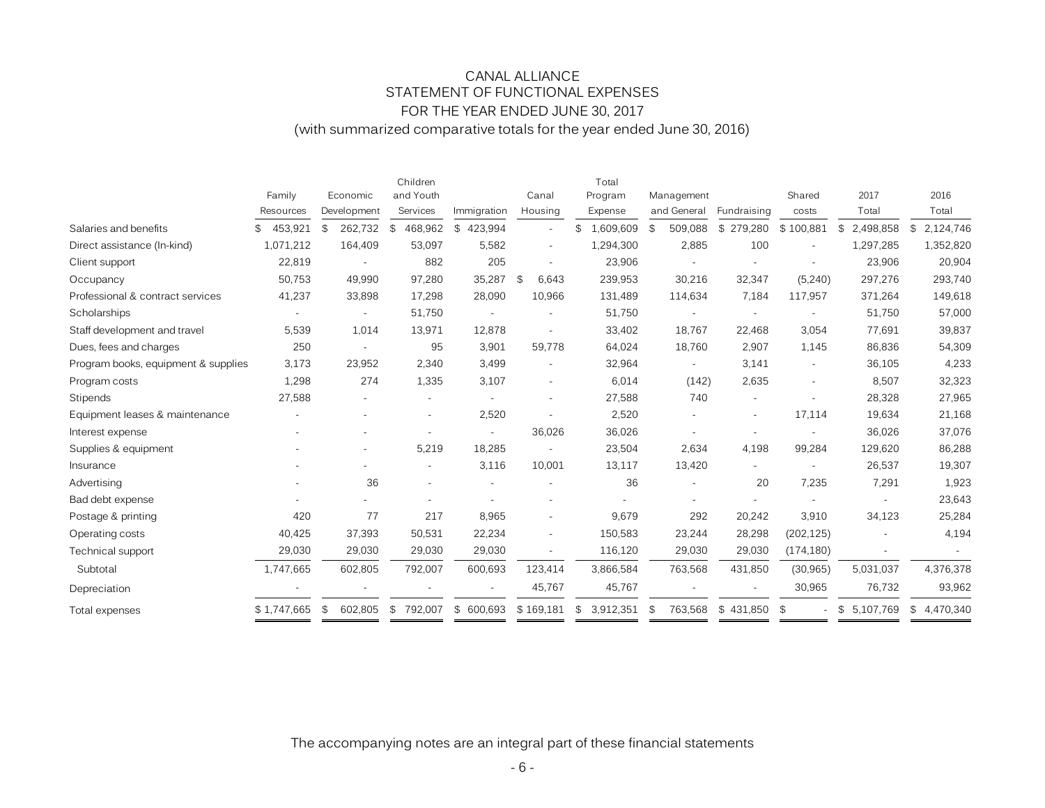# CANAL ALLIANCE
## STATEMENT OF FUNCTIONAL EXPENSES
## FOR THE YEAR ENDED JUNE 30, 2017
(with summarized comparative totals for the year ended June 30, 2016)

| | Family Resources | Economic Development | Children and Youth Services | Immigration | Canal Housing | Total Program Expense | Management and General | Fundraising | Shared costs | 2017 Total | 2016 Total |
|---|---|---|---|---|---|---|---|---|---|---|---|
| Salaries and benefits | $ 453,921 | $ 262,732 | $ 468,962 | $ 423,994 | - | $ 1,609,609 | $ 509,088 | $ 279,280 | $ 100,881 | $ 2,498,858 | $ 2,124,746 |
| Direct assistance (In-kind) | 1,071,212 | 164,409 | 53,097 | 5,582 | - | 1,294,300 | 2,885 | 100 | - | 1,297,285 | 1,352,820 |
| Client support | 22,819 | - | 882 | 205 | - | 23,906 | - | - | - | 23,906 | 20,904 |
| Occupancy | 50,753 | 49,990 | 97,280 | 35,287 | $ 6,643 | 239,953 | 30,216 | 32,347 | (5,240) | 297,276 | 293,740 |
| Professional & contract services | 41,237 | 33,898 | 17,298 | 28,090 | 10,966 | 131,489 | 114,634 | 7,184 | 117,957 | 371,264 | 149,618 |
| Scholarships | - | - | 51,750 | - | - | 51,750 | - | - | - | 51,750 | 57,000 |
| Staff development and travel | 5,539 | 1,014 | 13,971 | 12,878 | - | 33,402 | 18,767 | 22,468 | 3,054 | 77,691 | 39,837 |
| Dues, fees and charges | 250 | - | 95 | 3,901 | 59,778 | 64,024 | 18,760 | 2,907 | 1,145 | 86,836 | 54,309 |
| Program books, equipment & supplies | 3,173 | 23,952 | 2,340 | 3,499 | - | 32,964 | - | 3,141 | - | 36,105 | 4,233 |
| Program costs | 1,298 | 274 | 1,335 | 3,107 | - | 6,014 | (142) | 2,635 | - | 8,507 | 32,323 |
| Stipends | 27,588 | - | - | - | - | 27,588 | 740 | - | - | 28,328 | 27,965 |
| Equipment leases & maintenance | - | - | - | 2,520 | - | 2,520 | - | - | 17,114 | 19,634 | 21,168 |
| Interest expense | - | - | - | - | 36,026 | 36,026 | - | - | - | 36,026 | 37,076 |
| Supplies & equipment | - | - | 5,219 | 18,285 | - | 23,504 | 2,634 | 4,198 | 99,284 | 129,620 | 86,288 |
| Insurance | - | - | - | 3,116 | 10,001 | 13,117 | 13,420 | - | - | 26,537 | 19,307 |
| Advertising | - | 36 | - | - | - | 36 | - | 20 | 7,235 | 7,291 | 1,923 |
| Bad debt expense | - | - | - | - | - | - | - | - | - | - | 23,643 |
| Postage & printing | 420 | 77 | 217 | 8,965 | - | 9,679 | 292 | 20,242 | 3,910 | 34,123 | 25,284 |
| Operating costs | 40,425 | 37,393 | 50,531 | 22,234 | - | 150,583 | 23,244 | 28,298 | (202,125) | - | 4,194 |
| Technical support | 29,030 | 29,030 | 29,030 | 29,030 | - | 116,120 | 29,030 | 29,030 | (174,180) | - | - |
| Subtotal | 1,747,665 | 602,805 | 792,007 | 600,693 | 123,414 | 3,866,584 | 763,568 | 431,850 | (30,965) | 5,031,037 | 4,376,378 |
| Depreciation | - | - | - | - | 45,767 | 45,767 | - | - | 30,965 | 76,732 | 93,962 |
| Total expenses | $ 1,747,665 | $ 602,805 | $ 792,007 | $ 600,693 | $ 169,181 | $ 3,912,351 | $ 763,568 | $ 431,850 | $ - | $ 5,107,769 | $ 4,470,340 |

The accompanying notes are an integral part of these financial statements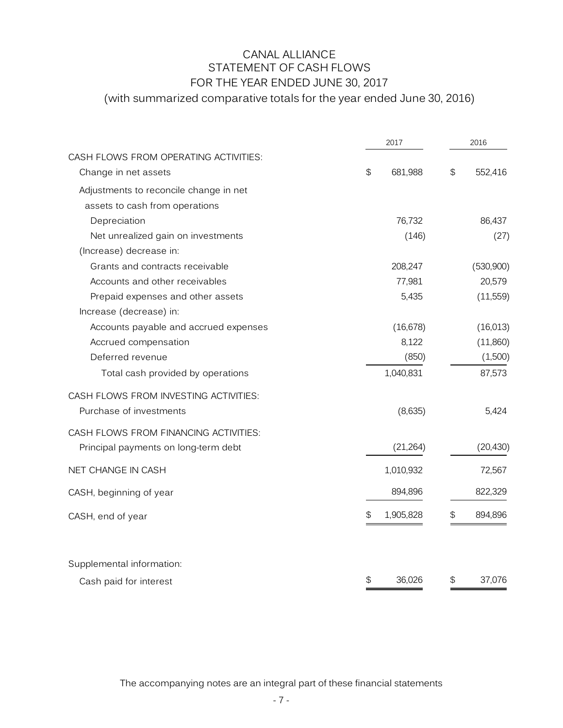# CANAL ALLIANCE
## STATEMENT OF CASH FLOWS
## FOR THE YEAR ENDED JUNE 30, 2017
### (with summarized comparative totals for the year ended June 30, 2016)

| | 2017 | 2016 |
|---|---|---|
| CASH FLOWS FROM OPERATING ACTIVITIES: | | |
| Change in net assets | $ 681,988 | $ 552,416 |
| Adjustments to reconcile change in net assets to cash from operations | | |
| Depreciation | 76,732 | 86,437 |
| Net unrealized gain on investments | (146) | (27) |
| (Increase) decrease in: | | |
| Grants and contracts receivable | 208,247 | (530,900) |
| Accounts and other receivables | 77,981 | 20,579 |
| Prepaid expenses and other assets | 5,435 | (11,559) |
| Increase (decrease) in: | | |
| Accounts payable and accrued expenses | (16,678) | (16,013) |
| Accrued compensation | 8,122 | (11,860) |
| Deferred revenue | (850) | (1,500) |
| Total cash provided by operations | 1,040,831 | 87,573 |
| CASH FLOWS FROM INVESTING ACTIVITIES: | | |
| Purchase of investments | (8,635) | 5,424 |
| CASH FLOWS FROM FINANCING ACTIVITIES: | | |
| Principal payments on long-term debt | (21,264) | (20,430) |
| NET CHANGE IN CASH | 1,010,932 | 72,567 |
| CASH, beginning of year | 894,896 | 822,329 |
| CASH, end of year | $ 1,905,828 | $ 894,896 |
| Supplemental information: | | |
| Cash paid for interest | $ 36,026 | $ 37,076 |

The accompanying notes are an integral part of these financial statements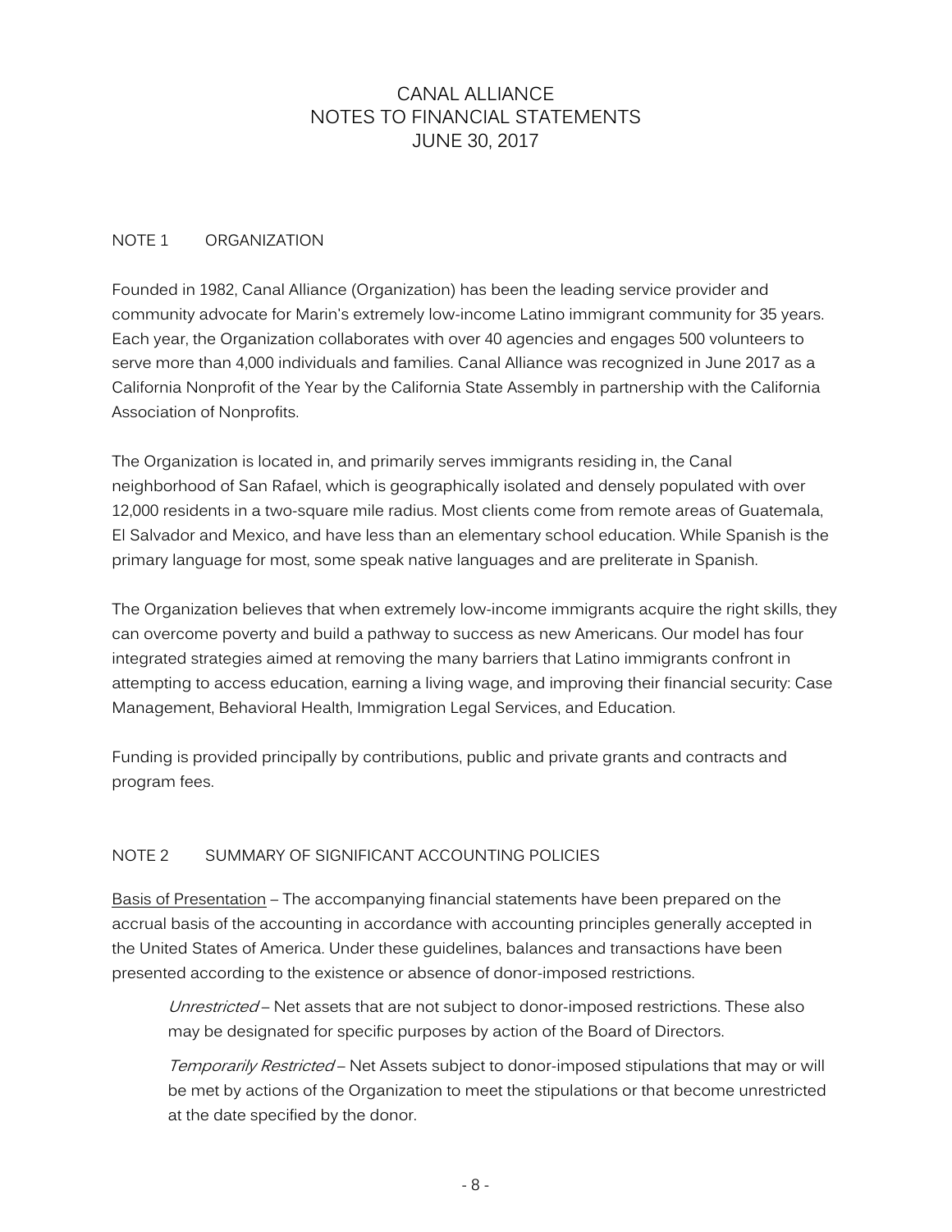# CANAL ALLIANCE
# NOTES TO FINANCIAL STATEMENTS
# JUNE 30, 2017

## NOTE 1 ORGANIZATION

Founded in 1982, Canal Alliance (Organization) has been the leading service provider and community advocate for Marin's extremely low-income Latino immigrant community for 35 years. Each year, the Organization collaborates with over 40 agencies and engages 500 volunteers to serve more than 4,000 individuals and families. Canal Alliance was recognized in June 2017 as a California Nonprofit of the Year by the California State Assembly in partnership with the California Association of Nonprofits.

The Organization is located in, and primarily serves immigrants residing in, the Canal neighborhood of San Rafael, which is geographically isolated and densely populated with over 12,000 residents in a two-square mile radius. Most clients come from remote areas of Guatemala, El Salvador and Mexico, and have less than an elementary school education. While Spanish is the primary language for most, some speak native languages and are preliterate in Spanish.

The Organization believes that when extremely low-income immigrants acquire the right skills, they can overcome poverty and build a pathway to success as new Americans. Our model has four integrated strategies aimed at removing the many barriers that Latino immigrants confront in attempting to access education, earning a living wage, and improving their financial security: Case Management, Behavioral Health, Immigration Legal Services, and Education.

Funding is provided principally by contributions, public and private grants and contracts and program fees.

## NOTE 2 SUMMARY OF SIGNIFICANT ACCOUNTING POLICIES

Basis of Presentation – The accompanying financial statements have been prepared on the accrual basis of the accounting in accordance with accounting principles generally accepted in the United States of America. Under these guidelines, balances and transactions have been presented according to the existence or absence of donor-imposed restrictions.

*Unrestricted* – Net assets that are not subject to donor-imposed restrictions. These also may be designated for specific purposes by action of the Board of Directors.

*Temporarily Restricted* – Net Assets subject to donor-imposed stipulations that may or will be met by actions of the Organization to meet the stipulations or that become unrestricted at the date specified by the donor.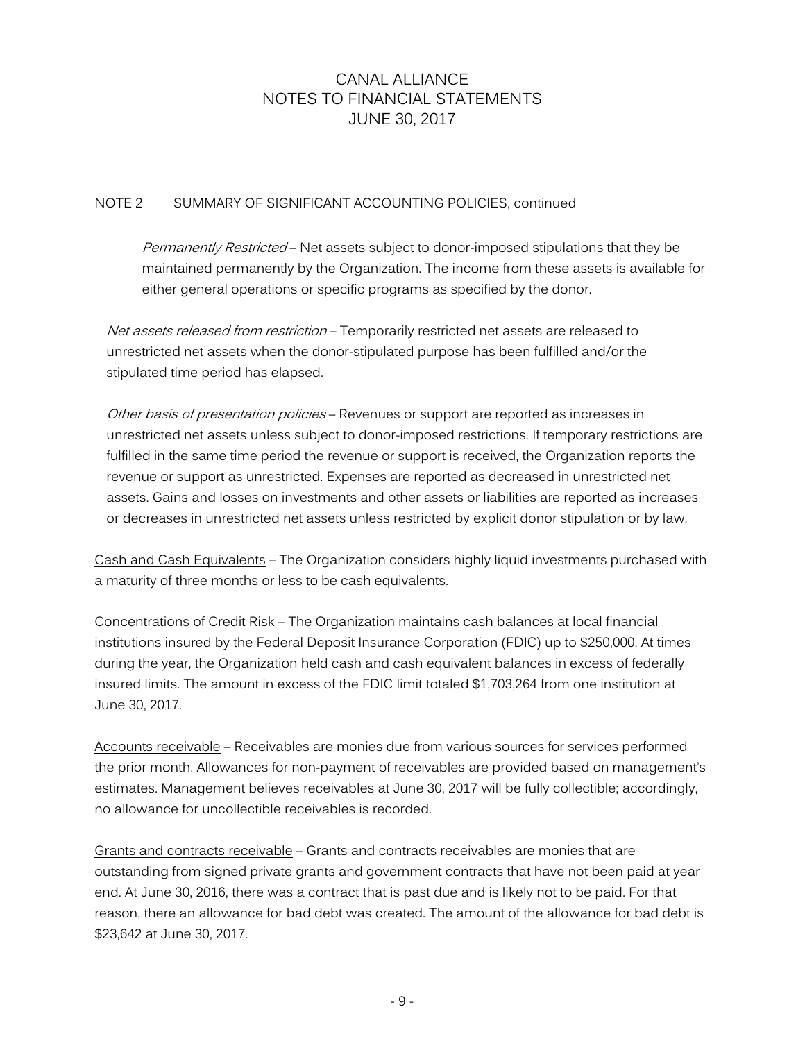NOTE 2 SUMMARY OF SIGNIFICANT ACCOUNTING POLICIES, continued

*Permanently Restricted* – Net assets subject to donor-imposed stipulations that they be maintained permanently by the Organization. The income from these assets is available for either general operations or specific programs as specified by the donor.

*Net assets released from restriction* – Temporarily restricted net assets are released to unrestricted net assets when the donor-stipulated purpose has been fulfilled and/or the stipulated time period has elapsed.

*Other basis of presentation policies* – Revenues or support are reported as increases in unrestricted net assets unless subject to donor-imposed restrictions. If temporary restrictions are fulfilled in the same time period the revenue or support is received, the Organization reports the revenue or support as unrestricted. Expenses are reported as decreased in unrestricted net assets. Gains and losses on investments and other assets or liabilities are reported as increases or decreases in unrestricted net assets unless restricted by explicit donor stipulation or by law.

Cash and Cash Equivalents – The Organization considers highly liquid investments purchased with a maturity of three months or less to be cash equivalents.

Concentrations of Credit Risk – The Organization maintains cash balances at local financial institutions insured by the Federal Deposit Insurance Corporation (FDIC) up to $250,000. At times during the year, the Organization held cash and cash equivalent balances in excess of federally insured limits. The amount in excess of the FDIC limit totaled $1,703,264 from one institution at June 30, 2017.

Accounts receivable – Receivables are monies due from various sources for services performed the prior month. Allowances for non-payment of receivables are provided based on management's estimates. Management believes receivables at June 30, 2017 will be fully collectible; accordingly, no allowance for uncollectible receivables is recorded.

Grants and contracts receivable – Grants and contracts receivables are monies that are outstanding from signed private grants and government contracts that have not been paid at year end. At June 30, 2016, there was a contract that is past due and is likely not to be paid. For that reason, there an allowance for bad debt was created. The amount of the allowance for bad debt is $23,642 at June 30, 2017.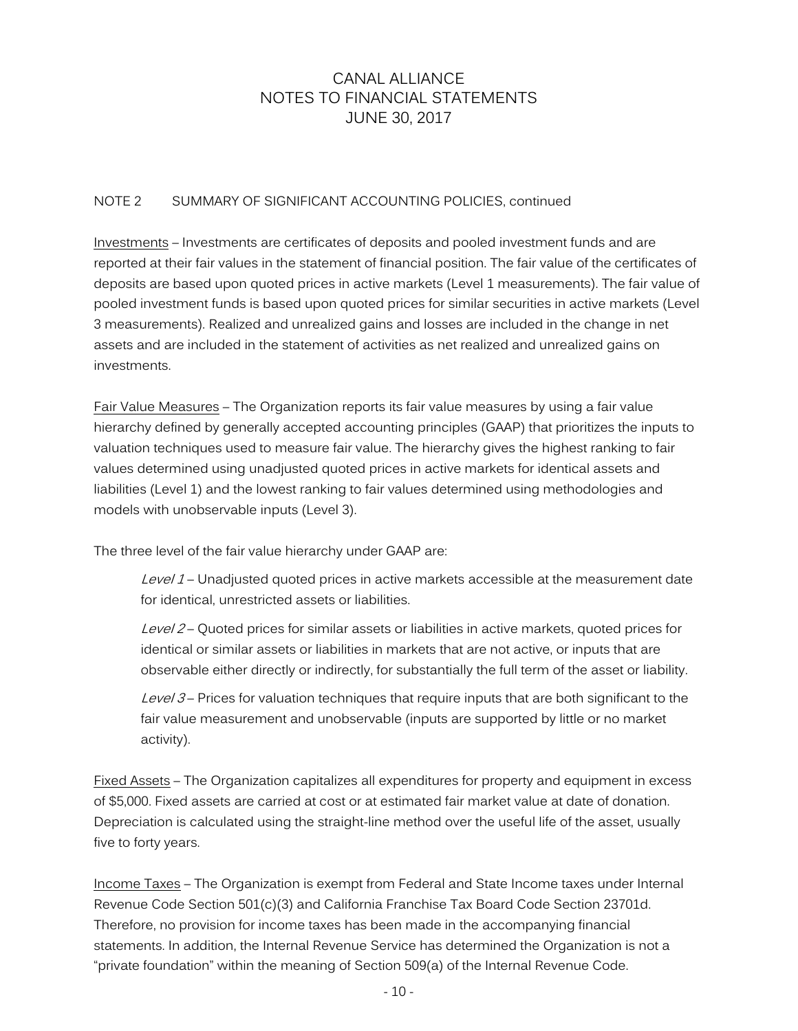# CANAL ALLIANCE
# NOTES TO FINANCIAL STATEMENTS
# JUNE 30, 2017

NOTE 2 SUMMARY OF SIGNIFICANT ACCOUNTING POLICIES, continued

Investments – Investments are certificates of deposits and pooled investment funds and are reported at their fair values in the statement of financial position. The fair value of the certificates of deposits are based upon quoted prices in active markets (Level 1 measurements). The fair value of pooled investment funds is based upon quoted prices for similar securities in active markets (Level 3 measurements). Realized and unrealized gains and losses are included in the change in net assets and are included in the statement of activities as net realized and unrealized gains on investments.

Fair Value Measures – The Organization reports its fair value measures by using a fair value hierarchy defined by generally accepted accounting principles (GAAP) that prioritizes the inputs to valuation techniques used to measure fair value. The hierarchy gives the highest ranking to fair values determined using unadjusted quoted prices in active markets for identical assets and liabilities (Level 1) and the lowest ranking to fair values determined using methodologies and models with unobservable inputs (Level 3).

The three level of the fair value hierarchy under GAAP are:

> *Level 1* – Unadjusted quoted prices in active markets accessible at the measurement date for identical, unrestricted assets or liabilities.
>
> *Level 2* – Quoted prices for similar assets or liabilities in active markets, quoted prices for identical or similar assets or liabilities in markets that are not active, or inputs that are observable either directly or indirectly, for substantially the full term of the asset or liability.
>
> *Level 3* – Prices for valuation techniques that require inputs that are both significant to the fair value measurement and unobservable (inputs are supported by little or no market activity).

Fixed Assets – The Organization capitalizes all expenditures for property and equipment in excess of $5,000. Fixed assets are carried at cost or at estimated fair market value at date of donation. Depreciation is calculated using the straight-line method over the useful life of the asset, usually five to forty years.

Income Taxes – The Organization is exempt from Federal and State Income taxes under Internal Revenue Code Section 501(c)(3) and California Franchise Tax Board Code Section 23701d. Therefore, no provision for income taxes has been made in the accompanying financial statements. In addition, the Internal Revenue Service has determined the Organization is not a "private foundation" within the meaning of Section 509(a) of the Internal Revenue Code.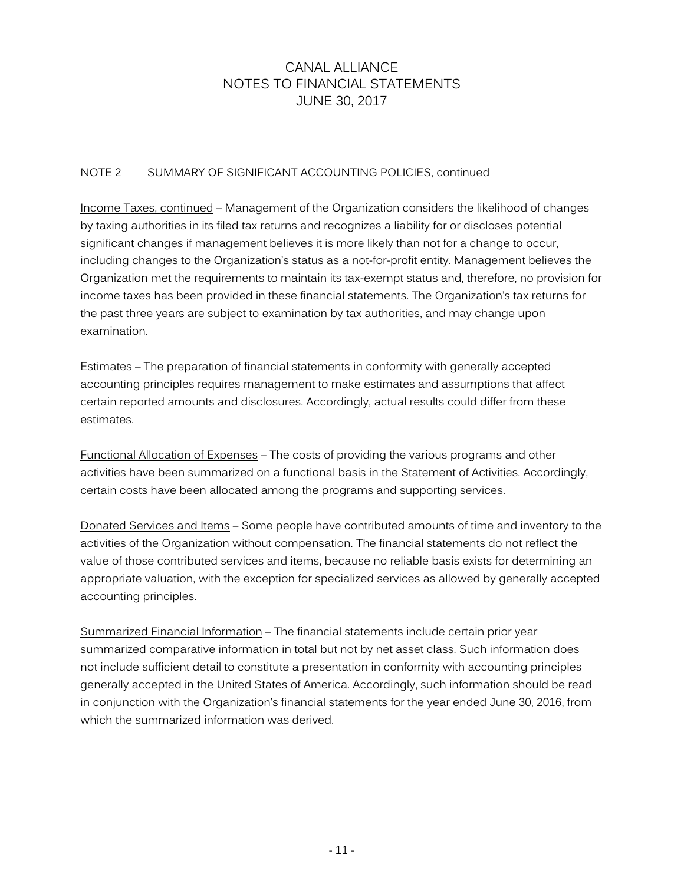NOTE 2 SUMMARY OF SIGNIFICANT ACCOUNTING POLICIES, continued

Income Taxes, continued – Management of the Organization considers the likelihood of changes by taxing authorities in its filed tax returns and recognizes a liability for or discloses potential significant changes if management believes it is more likely than not for a change to occur, including changes to the Organization's status as a not-for-profit entity. Management believes the Organization met the requirements to maintain its tax-exempt status and, therefore, no provision for income taxes has been provided in these financial statements. The Organization's tax returns for the past three years are subject to examination by tax authorities, and may change upon examination.

Estimates – The preparation of financial statements in conformity with generally accepted accounting principles requires management to make estimates and assumptions that affect certain reported amounts and disclosures. Accordingly, actual results could differ from these estimates.

Functional Allocation of Expenses – The costs of providing the various programs and other activities have been summarized on a functional basis in the Statement of Activities. Accordingly, certain costs have been allocated among the programs and supporting services.

Donated Services and Items – Some people have contributed amounts of time and inventory to the activities of the Organization without compensation. The financial statements do not reflect the value of those contributed services and items, because no reliable basis exists for determining an appropriate valuation, with the exception for specialized services as allowed by generally accepted accounting principles.

Summarized Financial Information – The financial statements include certain prior year summarized comparative information in total but not by net asset class. Such information does not include sufficient detail to constitute a presentation in conformity with accounting principles generally accepted in the United States of America. Accordingly, such information should be read in conjunction with the Organization's financial statements for the year ended June 30, 2016, from which the summarized information was derived.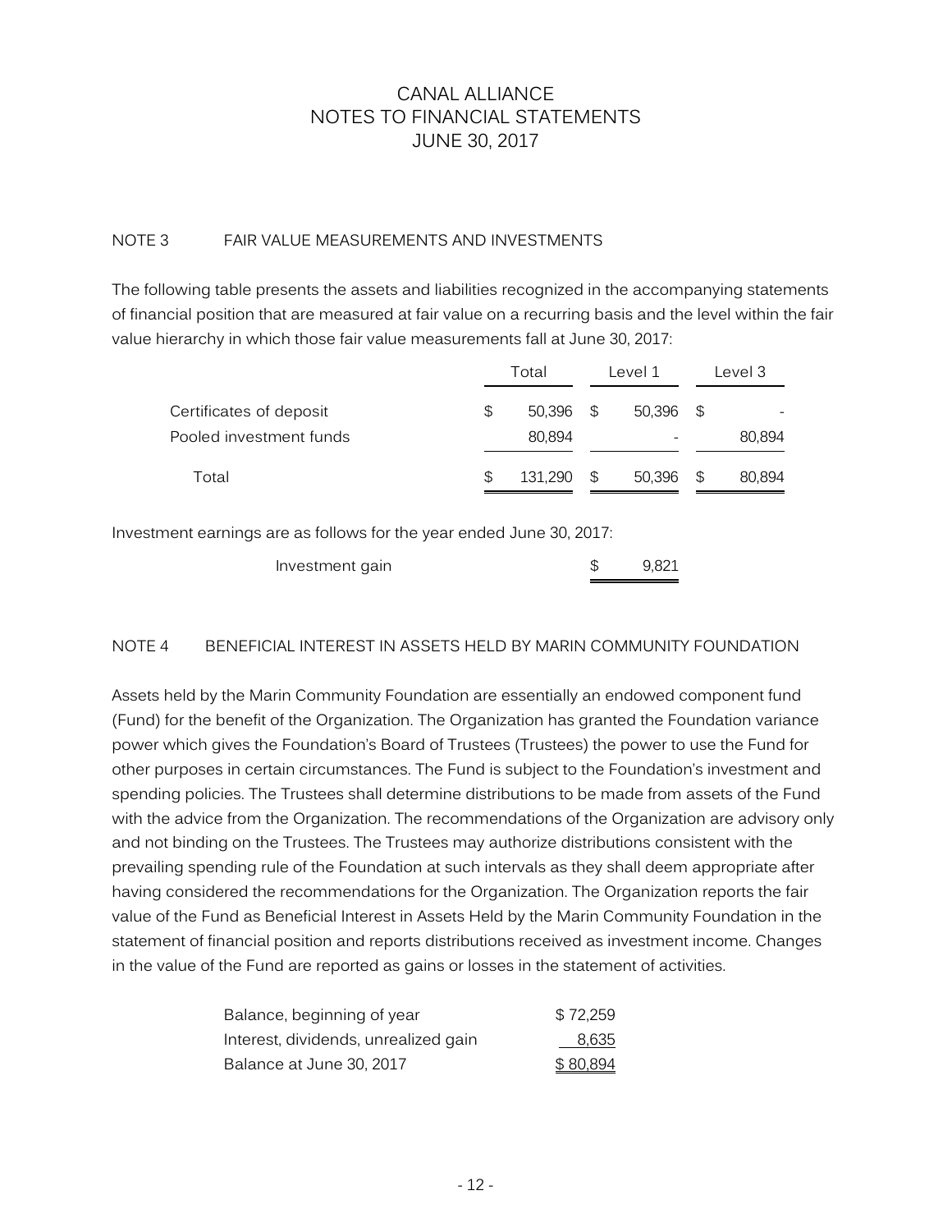# CANAL ALLIANCE
# NOTES TO FINANCIAL STATEMENTS
# JUNE 30, 2017

## NOTE 3 FAIR VALUE MEASUREMENTS AND INVESTMENTS

The following table presents the assets and liabilities recognized in the accompanying statements of financial position that are measured at fair value on a recurring basis and the level within the fair value hierarchy in which those fair value measurements fall at June 30, 2017:

| | Total | Level 1 | Level 3 |
|---|---|---|---|
| Certificates of deposit | $ 50,396 | $ 50,396 | $ - |
| Pooled investment funds | 80,894 | - | 80,894 |
| Total | $ 131,290 | $ 50,396 | $ 80,894 |

Investment earnings are as follows for the year ended June 30, 2017:

| | |
|---|---|
| Investment gain | $ 9,821 |

## NOTE 4 BENEFICIAL INTEREST IN ASSETS HELD BY MARIN COMMUNITY FOUNDATION

Assets held by the Marin Community Foundation are essentially an endowed component fund (Fund) for the benefit of the Organization. The Organization has granted the Foundation variance power which gives the Foundation's Board of Trustees (Trustees) the power to use the Fund for other purposes in certain circumstances. The Fund is subject to the Foundation's investment and spending policies. The Trustees shall determine distributions to be made from assets of the Fund with the advice from the Organization. The recommendations of the Organization are advisory only and not binding on the Trustees. The Trustees may authorize distributions consistent with the prevailing spending rule of the Foundation at such intervals as they shall deem appropriate after having considered the recommendations for the Organization. The Organization reports the fair value of the Fund as Beneficial Interest in Assets Held by the Marin Community Foundation in the statement of financial position and reports distributions received as investment income. Changes in the value of the Fund are reported as gains or losses in the statement of activities.

| | |
|---|---|
| Balance, beginning of year | $ 72,259 |
| Interest, dividends, unrealized gain | 8,635 |
| Balance at June 30, 2017 | $ 80,894 |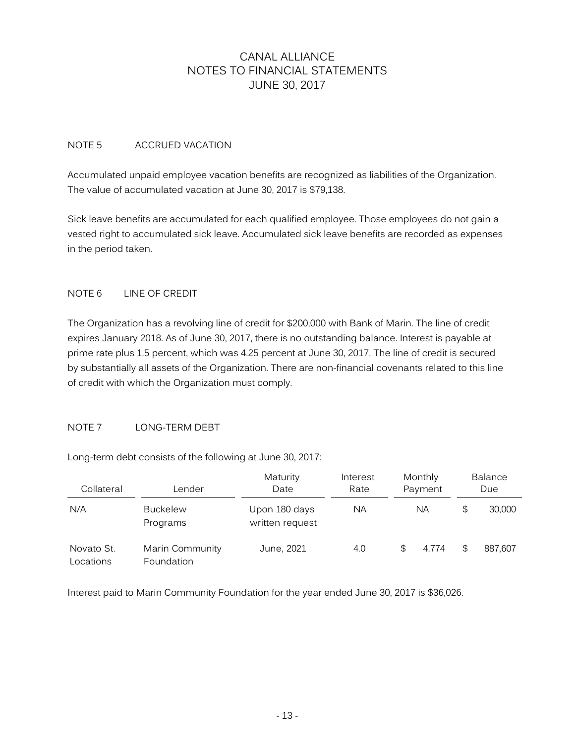# CANAL ALLIANCE
# NOTES TO FINANCIAL STATEMENTS
# JUNE 30, 2017

## NOTE 5 ACCRUED VACATION

Accumulated unpaid employee vacation benefits are recognized as liabilities of the Organization. The value of accumulated vacation at June 30, 2017 is $79,138.

Sick leave benefits are accumulated for each qualified employee. Those employees do not gain a vested right to accumulated sick leave. Accumulated sick leave benefits are recorded as expenses in the period taken.

## NOTE 6 LINE OF CREDIT

The Organization has a revolving line of credit for $200,000 with Bank of Marin. The line of credit expires January 2018. As of June 30, 2017, there is no outstanding balance. Interest is payable at prime rate plus 1.5 percent, which was 4.25 percent at June 30, 2017. The line of credit is secured by substantially all assets of the Organization. There are non-financial covenants related to this line of credit with which the Organization must comply.

## NOTE 7 LONG-TERM DEBT

Long-term debt consists of the following at June 30, 2017:

| Collateral | Lender | Maturity Date | Interest Rate | Monthly Payment | Balance Due |
|---|---|---|---|---|---|
| N/A | Buckelew Programs | Upon 180 days written request | NA | NA | $ 30,000 |
| Novato St. Locations | Marin Community Foundation | June, 2021 | 4.0 | $ 4,774 | $ 887,607 |

Interest paid to Marin Community Foundation for the year ended June 30, 2017 is $36,026.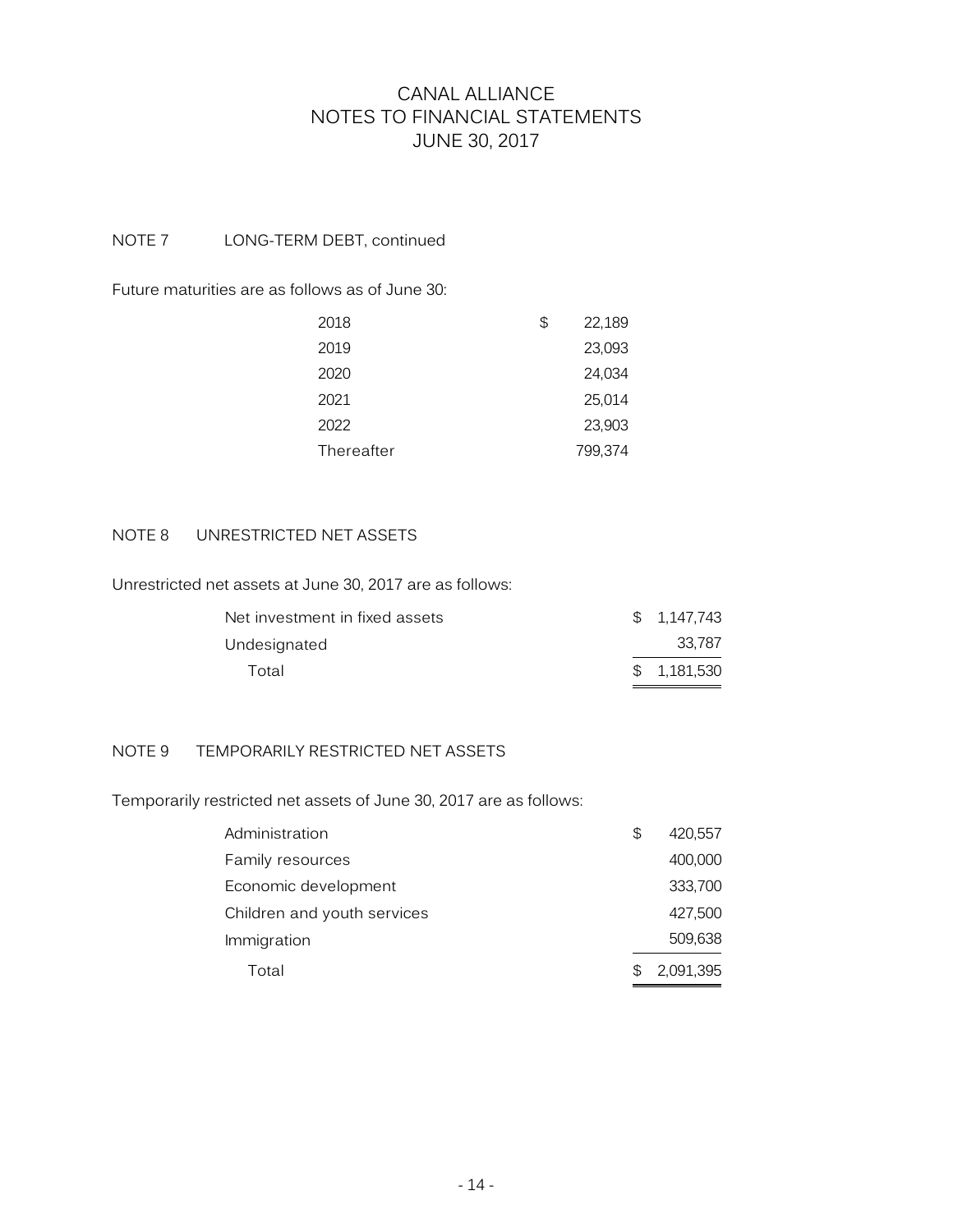# CANAL ALLIANCE
# NOTES TO FINANCIAL STATEMENTS
# JUNE 30, 2017

## NOTE 7 LONG-TERM DEBT, continued

Future maturities are as follows as of June 30:

| | |
|---|---|
| 2018 | $ 22,189 |
| 2019 | 23,093 |
| 2020 | 24,034 |
| 2021 | 25,014 |
| 2022 | 23,903 |
| Thereafter | 799,374 |

## NOTE 8 UNRESTRICTED NET ASSETS

Unrestricted net assets at June 30, 2017 are as follows:

| | |
|---|---|
| Net investment in fixed assets | $ 1,147,743 |
| Undesignated | 33,787 |
| Total | $ 1,181,530 |

## NOTE 9 TEMPORARILY RESTRICTED NET ASSETS

Temporarily restricted net assets of June 30, 2017 are as follows:

| | |
|---|---|
| Administration | $ 420,557 |
| Family resources | 400,000 |
| Economic development | 333,700 |
| Children and youth services | 427,500 |
| Immigration | 509,638 |
| Total | $ 2,091,395 |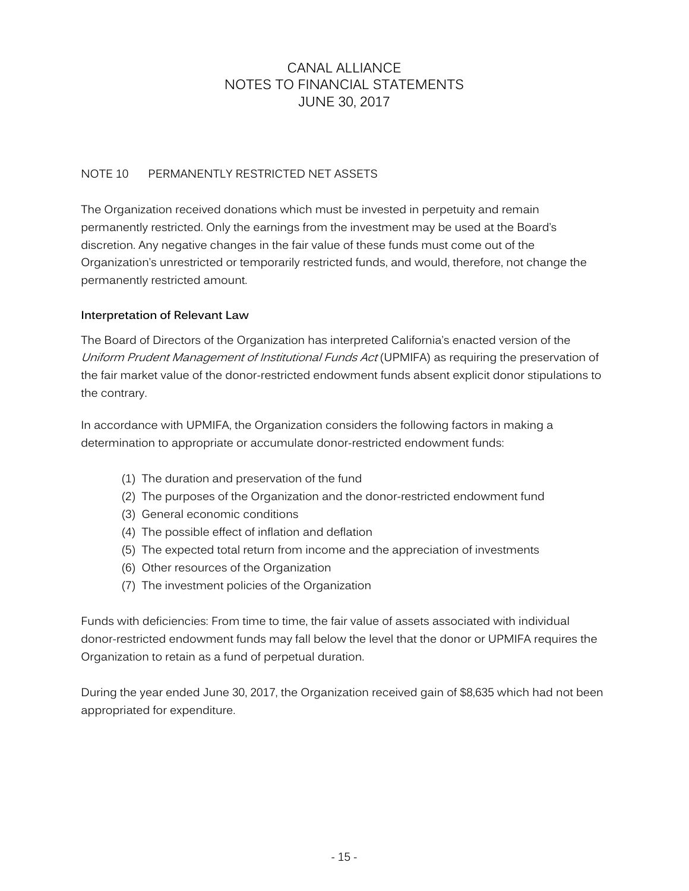# CANAL ALLIANCE
# NOTES TO FINANCIAL STATEMENTS
# JUNE 30, 2017

## NOTE 10 PERMANENTLY RESTRICTED NET ASSETS

The Organization received donations which must be invested in perpetuity and remain permanently restricted. Only the earnings from the investment may be used at the Board's discretion. Any negative changes in the fair value of these funds must come out of the Organization's unrestricted or temporarily restricted funds, and would, therefore, not change the permanently restricted amount.

### Interpretation of Relevant Law

The Board of Directors of the Organization has interpreted California's enacted version of the *Uniform Prudent Management of Institutional Funds Act* (UPMIFA) as requiring the preservation of the fair market value of the donor-restricted endowment funds absent explicit donor stipulations to the contrary.

In accordance with UPMIFA, the Organization considers the following factors in making a determination to appropriate or accumulate donor-restricted endowment funds:

(1) The duration and preservation of the fund
(2) The purposes of the Organization and the donor-restricted endowment fund
(3) General economic conditions
(4) The possible effect of inflation and deflation
(5) The expected total return from income and the appreciation of investments
(6) Other resources of the Organization
(7) The investment policies of the Organization

Funds with deficiencies: From time to time, the fair value of assets associated with individual donor-restricted endowment funds may fall below the level that the donor or UPMIFA requires the Organization to retain as a fund of perpetual duration.

During the year ended June 30, 2017, the Organization received gain of $8,635 which had not been appropriated for expenditure.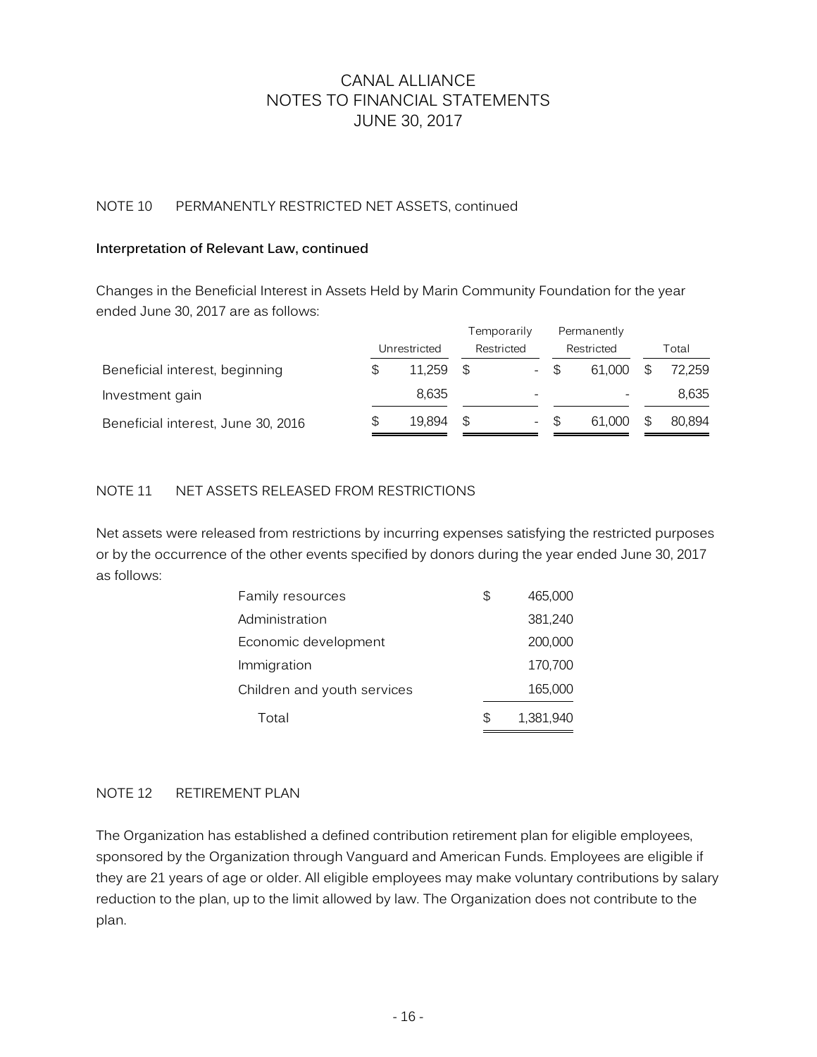# CANAL ALLIANCE
# NOTES TO FINANCIAL STATEMENTS
# JUNE 30, 2017

## NOTE 10 PERMANENTLY RESTRICTED NET ASSETS, continued

### Interpretation of Relevant Law, continued

Changes in the Beneficial Interest in Assets Held by Marin Community Foundation for the year ended June 30, 2017 are as follows:

| | Unrestricted | Temporarily Restricted | Permanently Restricted | Total |
|---|---|---|---|---|
| Beneficial interest, beginning | $ 11,259 | $ - | $ 61,000 | $ 72,259 |
| Investment gain | 8,635 | - | - | 8,635 |
| Beneficial interest, June 30, 2016 | $ 19,894 | $ - | $ 61,000 | $ 80,894 |

## NOTE 11 NET ASSETS RELEASED FROM RESTRICTIONS

Net assets were released from restrictions by incurring expenses satisfying the restricted purposes or by the occurrence of the other events specified by donors during the year ended June 30, 2017 as follows:

| | |
|---|---|
| Family resources | $ 465,000 |
| Administration | 381,240 |
| Economic development | 200,000 |
| Immigration | 170,700 |
| Children and youth services | 165,000 |
| Total | $ 1,381,940 |

## NOTE 12 RETIREMENT PLAN

The Organization has established a defined contribution retirement plan for eligible employees, sponsored by the Organization through Vanguard and American Funds. Employees are eligible if they are 21 years of age or older. All eligible employees may make voluntary contributions by salary reduction to the plan, up to the limit allowed by law. The Organization does not contribute to the plan.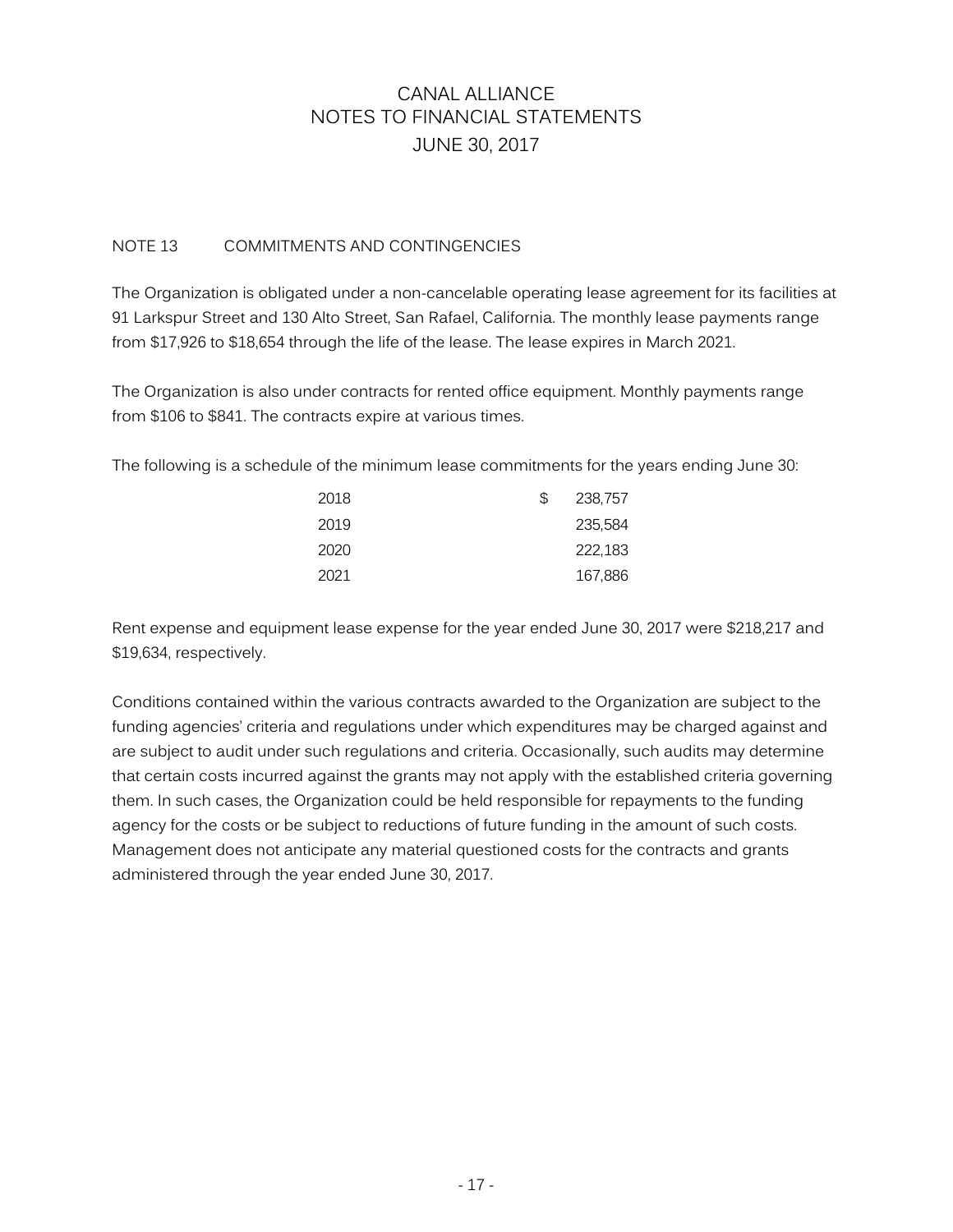# CANAL ALLIANCE
# NOTES TO FINANCIAL STATEMENTS
## JUNE 30, 2017

### NOTE 13 COMMITMENTS AND CONTINGENCIES

The Organization is obligated under a non-cancelable operating lease agreement for its facilities at 91 Larkspur Street and 130 Alto Street, San Rafael, California. The monthly lease payments range from $17,926 to $18,654 through the life of the lease. The lease expires in March 2021.

The Organization is also under contracts for rented office equipment. Monthly payments range from $106 to $841. The contracts expire at various times.

The following is a schedule of the minimum lease commitments for the years ending June 30:

| | |
|---|---|
| 2018 | $ 238,757 |
| 2019 | 235,584 |
| 2020 | 222,183 |
| 2021 | 167,886 |

Rent expense and equipment lease expense for the year ended June 30, 2017 were $218,217 and $19,634, respectively.

Conditions contained within the various contracts awarded to the Organization are subject to the funding agencies' criteria and regulations under which expenditures may be charged against and are subject to audit under such regulations and criteria. Occasionally, such audits may determine that certain costs incurred against the grants may not apply with the established criteria governing them. In such cases, the Organization could be held responsible for repayments to the funding agency for the costs or be subject to reductions of future funding in the amount of such costs. Management does not anticipate any material questioned costs for the contracts and grants administered through the year ended June 30, 2017.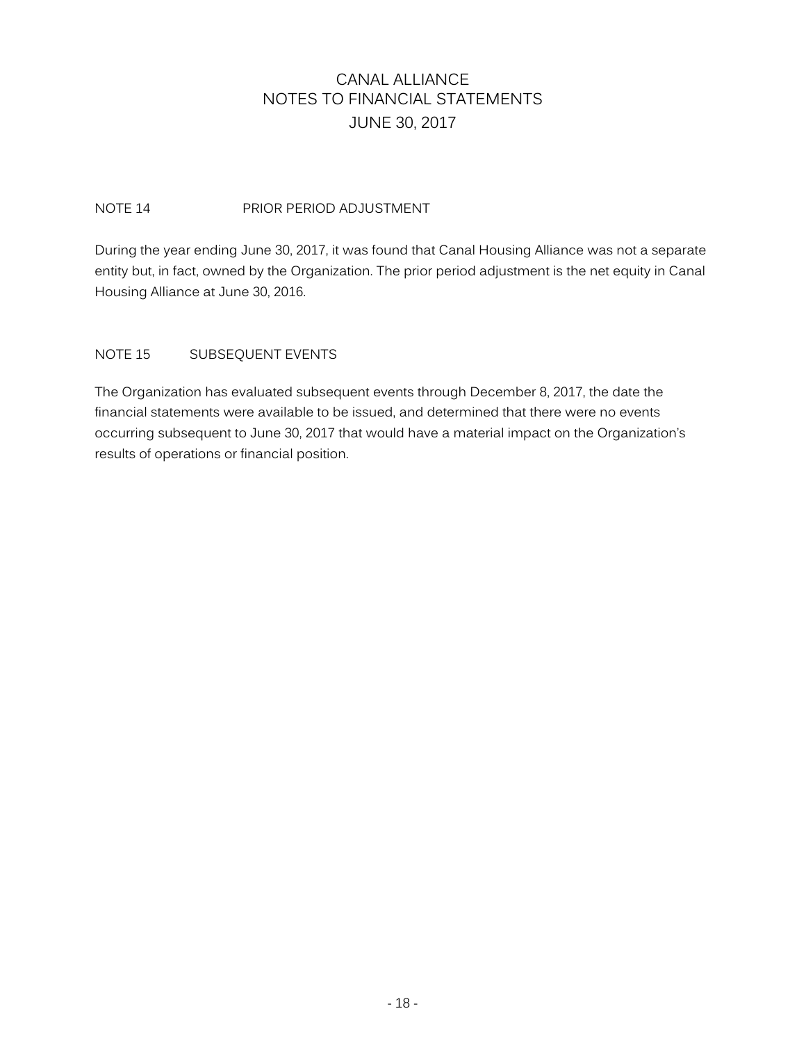# CANAL ALLIANCE
## NOTES TO FINANCIAL STATEMENTS
## JUNE 30, 2017

### NOTE 14 PRIOR PERIOD ADJUSTMENT

During the year ending June 30, 2017, it was found that Canal Housing Alliance was not a separate entity but, in fact, owned by the Organization. The prior period adjustment is the net equity in Canal Housing Alliance at June 30, 2016.

### NOTE 15 SUBSEQUENT EVENTS

The Organization has evaluated subsequent events through December 8, 2017, the date the financial statements were available to be issued, and determined that there were no events occurring subsequent to June 30, 2017 that would have a material impact on the Organization's results of operations or financial position.